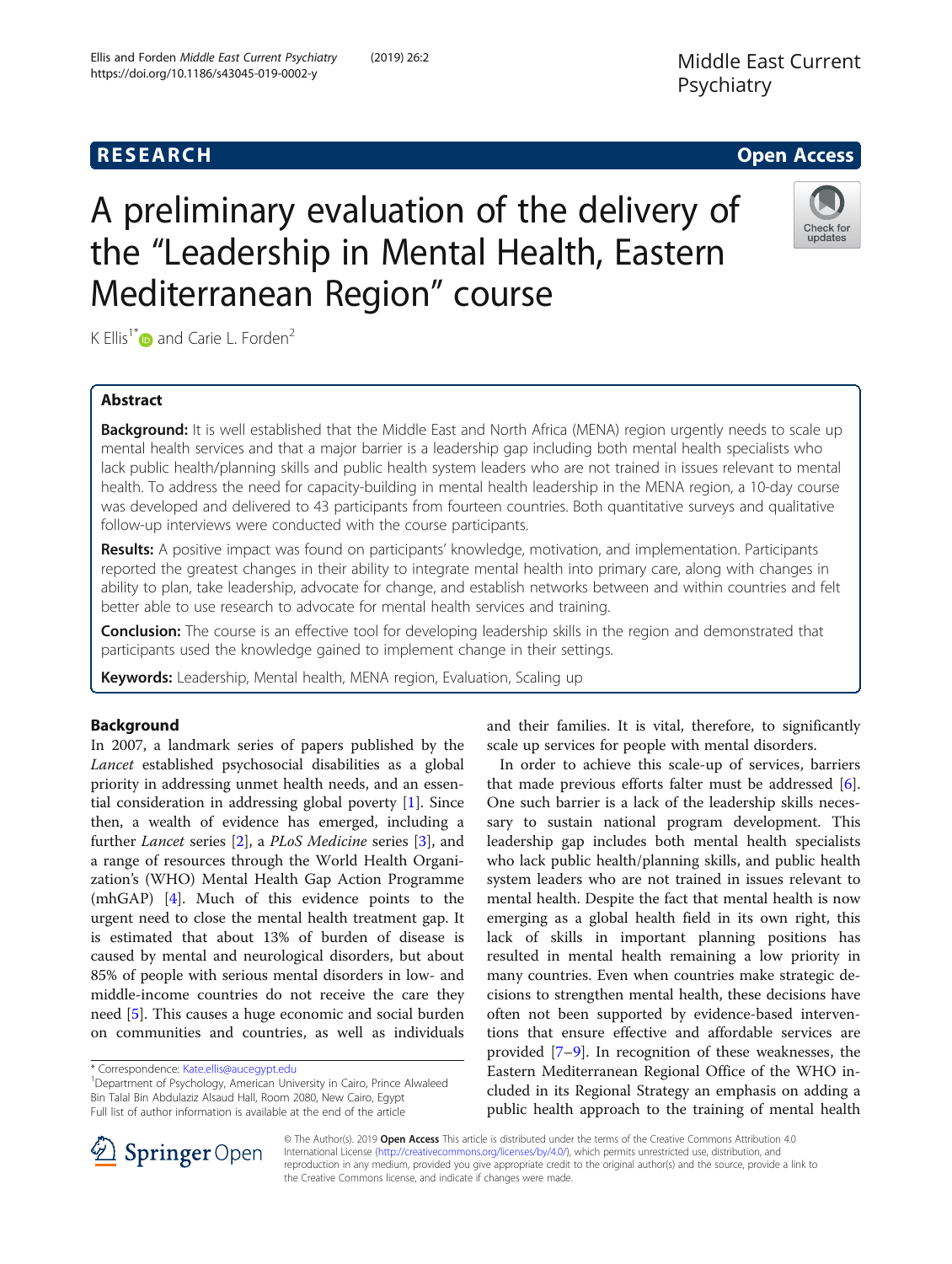**RESEARCH** **Open Access**

# A preliminary evaluation of the delivery of the "Leadership in Mental Health, Eastern Mediterranean Region" course

K Ellis[1*] and Carie L. Forden[2]

## Abstract

**Background:** It is well established that the Middle East and North Africa (MENA) region urgently needs to scale up mental health services and that a major barrier is a leadership gap including both mental health specialists who lack public health/planning skills and public health system leaders who are not trained in issues relevant to mental health. To address the need for capacity-building in mental health leadership in the MENA region, a 10-day course was developed and delivered to 43 participants from fourteen countries. Both quantitative surveys and qualitative follow-up interviews were conducted with the course participants.

**Results:** A positive impact was found on participants' knowledge, motivation, and implementation. Participants reported the greatest changes in their ability to integrate mental health into primary care, along with changes in ability to plan, take leadership, advocate for change, and establish networks between and within countries and felt better able to use research to advocate for mental health services and training.

**Conclusion:** The course is an effective tool for developing leadership skills in the region and demonstrated that participants used the knowledge gained to implement change in their settings.

**Keywords:** Leadership, Mental health, MENA region, Evaluation, Scaling up

## Background

In 2007, a landmark series of papers published by the *Lancet* established psychosocial disabilities as a global priority in addressing unmet health needs, and an essential consideration in addressing global poverty [1]. Since then, a wealth of evidence has emerged, including a further *Lancet* series [2], a *PLoS Medicine* series [3], and a range of resources through the World Health Organization's (WHO) Mental Health Gap Action Programme (mhGAP) [4]. Much of this evidence points to the urgent need to close the mental health treatment gap. It is estimated that about 13% of burden of disease is caused by mental and neurological disorders, but about 85% of people with serious mental disorders in low- and middle-income countries do not receive the care they need [5]. This causes a huge economic and social burden on communities and countries, as well as individuals and their families. It is vital, therefore, to significantly scale up services for people with mental disorders.

In order to achieve this scale-up of services, barriers that made previous efforts falter must be addressed [6]. One such barrier is a lack of the leadership skills necessary to sustain national program development. This leadership gap includes both mental health specialists who lack public health/planning skills, and public health system leaders who are not trained in issues relevant to mental health. Despite the fact that mental health is now emerging as a global health field in its own right, this lack of skills in important planning positions has resulted in mental health remaining a low priority in many countries. Even when countries make strategic decisions to strengthen mental health, these decisions have often not been supported by evidence-based interventions that ensure effective and affordable services are provided [7–9]. In recognition of these weaknesses, the Eastern Mediterranean Regional Office of the WHO included in its Regional Strategy an emphasis on adding a public health approach to the training of mental health

\* Correspondence: Kate.ellis@aucegypt.edu
[1]Department of Psychology, American University in Cairo, Prince Alwaleed Bin Talal Bin Abdulaziz Alsaud Hall, Room 2080, New Cairo, Egypt
Full list of author information is available at the end of the article

© The Author(s). 2019 **Open Access** This article is distributed under the terms of the Creative Commons Attribution 4.0 International License (http://creativecommons.org/licenses/by/4.0/), which permits unrestricted use, distribution, and reproduction in any medium, provided you give appropriate credit to the original author(s) and the source, provide a link to the Creative Commons license, and indicate if changes were made.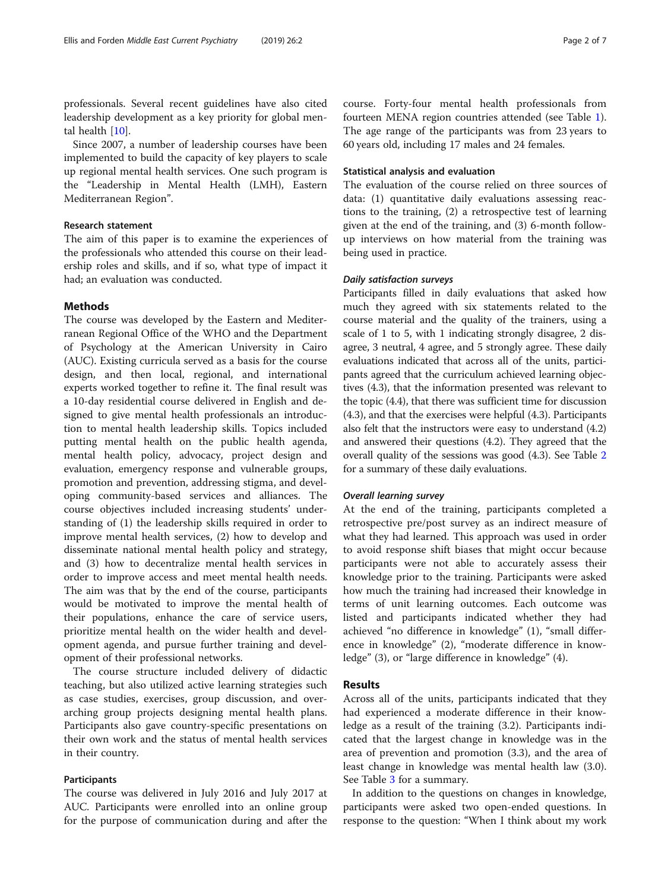professionals. Several recent guidelines have also cited leadership development as a key priority for global mental health [10].

Since 2007, a number of leadership courses have been implemented to build the capacity of key players to scale up regional mental health services. One such program is the "Leadership in Mental Health (LMH), Eastern Mediterranean Region".

### Research statement

The aim of this paper is to examine the experiences of the professionals who attended this course on their leadership roles and skills, and if so, what type of impact it had; an evaluation was conducted.

## Methods

The course was developed by the Eastern and Mediterranean Regional Office of the WHO and the Department of Psychology at the American University in Cairo (AUC). Existing curricula served as a basis for the course design, and then local, regional, and international experts worked together to refine it. The final result was a 10-day residential course delivered in English and designed to give mental health professionals an introduction to mental health leadership skills. Topics included putting mental health on the public health agenda, mental health policy, advocacy, project design and evaluation, emergency response and vulnerable groups, promotion and prevention, addressing stigma, and developing community-based services and alliances. The course objectives included increasing students' understanding of (1) the leadership skills required in order to improve mental health services, (2) how to develop and disseminate national mental health policy and strategy, and (3) how to decentralize mental health services in order to improve access and meet mental health needs. The aim was that by the end of the course, participants would be motivated to improve the mental health of their populations, enhance the care of service users, prioritize mental health on the wider health and development agenda, and pursue further training and development of their professional networks.

The course structure included delivery of didactic teaching, but also utilized active learning strategies such as case studies, exercises, group discussion, and overarching group projects designing mental health plans. Participants also gave country-specific presentations on their own work and the status of mental health services in their country.

### Participants

The course was delivered in July 2016 and July 2017 at AUC. Participants were enrolled into an online group for the purpose of communication during and after the course. Forty-four mental health professionals from fourteen MENA region countries attended (see Table 1). The age range of the participants was from 23 years to 60 years old, including 17 males and 24 females.

### Statistical analysis and evaluation

The evaluation of the course relied on three sources of data: (1) quantitative daily evaluations assessing reactions to the training, (2) a retrospective test of learning given at the end of the training, and (3) 6-month follow-up interviews on how material from the training was being used in practice.

#### *Daily satisfaction surveys*

Participants filled in daily evaluations that asked how much they agreed with six statements related to the course material and the quality of the trainers, using a scale of 1 to 5, with 1 indicating strongly disagree, 2 disagree, 3 neutral, 4 agree, and 5 strongly agree. These daily evaluations indicated that across all of the units, participants agreed that the curriculum achieved learning objectives (4.3), that the information presented was relevant to the topic (4.4), that there was sufficient time for discussion (4.3), and that the exercises were helpful (4.3). Participants also felt that the instructors were easy to understand (4.2) and answered their questions (4.2). They agreed that the overall quality of the sessions was good (4.3). See Table 2 for a summary of these daily evaluations.

#### *Overall learning survey*

At the end of the training, participants completed a retrospective pre/post survey as an indirect measure of what they had learned. This approach was used in order to avoid response shift biases that might occur because participants were not able to accurately assess their knowledge prior to the training. Participants were asked how much the training had increased their knowledge in terms of unit learning outcomes. Each outcome was listed and participants indicated whether they had achieved "no difference in knowledge" (1), "small difference in knowledge" (2), "moderate difference in knowledge" (3), or "large difference in knowledge" (4).

## Results

Across all of the units, participants indicated that they had experienced a moderate difference in their knowledge as a result of the training (3.2). Participants indicated that the largest change in knowledge was in the area of prevention and promotion (3.3), and the area of least change in knowledge was mental health law (3.0). See Table 3 for a summary.

In addition to the questions on changes in knowledge, participants were asked two open-ended questions. In response to the question: "When I think about my work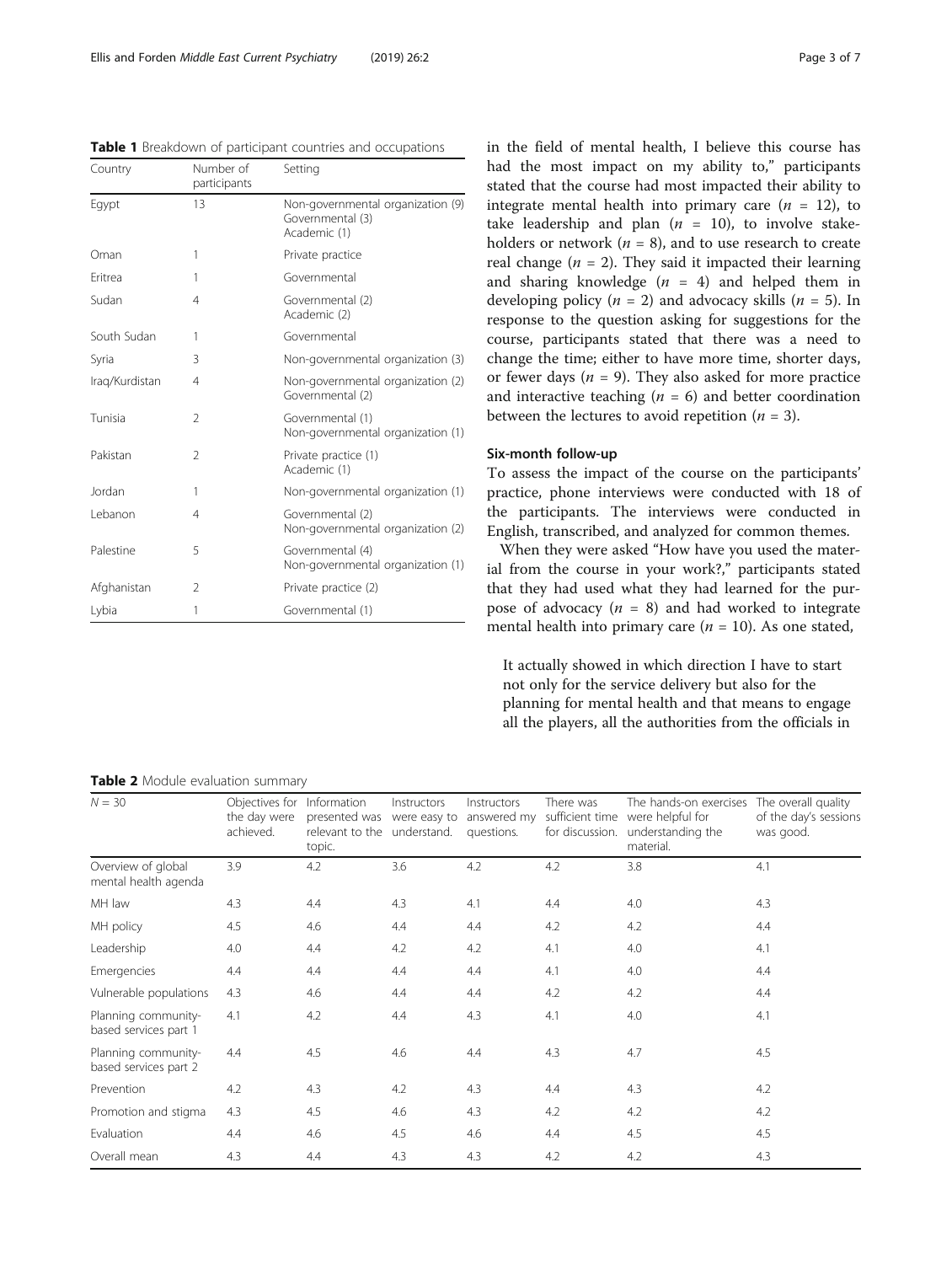**Table 1** Breakdown of participant countries and occupations

| Country | Number of participants | Setting |
| --- | --- | --- |
| Egypt | 13 | Non-governmental organization (9) Governmental (3) Academic (1) |
| Oman | 1 | Private practice |
| Eritrea | 1 | Governmental |
| Sudan | 4 | Governmental (2) Academic (2) |
| South Sudan | 1 | Governmental |
| Syria | 3 | Non-governmental organization (3) |
| Iraq/Kurdistan | 4 | Non-governmental organization (2) Governmental (2) |
| Tunisia | 2 | Governmental (1) Non-governmental organization (1) |
| Pakistan | 2 | Private practice (1) Academic (1) |
| Jordan | 1 | Non-governmental organization (1) |
| Lebanon | 4 | Governmental (2) Non-governmental organization (2) |
| Palestine | 5 | Governmental (4) Non-governmental organization (1) |
| Afghanistan | 2 | Private practice (2) |
| Lybia | 1 | Governmental (1) |

in the field of mental health, I believe this course has had the most impact on my ability to," participants stated that the course had most impacted their ability to integrate mental health into primary care ($n$ = 12), to take leadership and plan ($n$ = 10), to involve stakeholders or network ($n$ = 8), and to use research to create real change ($n$ = 2). They said it impacted their learning and sharing knowledge ($n$ = 4) and helped them in developing policy ($n$ = 2) and advocacy skills ($n$ = 5). In response to the question asking for suggestions for the course, participants stated that there was a need to change the time; either to have more time, shorter days, or fewer days ($n$ = 9). They also asked for more practice and interactive teaching ($n$ = 6) and better coordination between the lectures to avoid repetition ($n$ = 3).

### Six-month follow-up

To assess the impact of the course on the participants' practice, phone interviews were conducted with 18 of the participants. The interviews were conducted in English, transcribed, and analyzed for common themes.

When they were asked "How have you used the material from the course in your work?," participants stated that they had used what they had learned for the purpose of advocacy ($n$ = 8) and had worked to integrate mental health into primary care ($n$ = 10). As one stated,

> It actually showed in which direction I have to start not only for the service delivery but also for the planning for mental health and that means to engage all the players, all the authorities from the officials in

**Table 2** Module evaluation summary

| $N$ = 30 | Objectives for the day were achieved. | Information presented was relevant to the topic. | Instructors were easy to understand. | Instructors answered my questions. | There was sufficient time for discussion. | The hands-on exercises were helpful for understanding the material. | The overall quality of the day's sessions was good. |
| --- | --- | --- | --- | --- | --- | --- | --- |
| Overview of global mental health agenda | 3.9 | 4.2 | 3.6 | 4.2 | 4.2 | 3.8 | 4.1 |
| MH law | 4.3 | 4.4 | 4.3 | 4.1 | 4.4 | 4.0 | 4.3 |
| MH policy | 4.5 | 4.6 | 4.4 | 4.4 | 4.2 | 4.2 | 4.4 |
| Leadership | 4.0 | 4.4 | 4.2 | 4.2 | 4.1 | 4.0 | 4.1 |
| Emergencies | 4.4 | 4.4 | 4.4 | 4.4 | 4.1 | 4.0 | 4.4 |
| Vulnerable populations | 4.3 | 4.6 | 4.4 | 4.4 | 4.2 | 4.2 | 4.4 |
| Planning community-based services part 1 | 4.1 | 4.2 | 4.4 | 4.3 | 4.1 | 4.0 | 4.1 |
| Planning community-based services part 2 | 4.4 | 4.5 | 4.6 | 4.4 | 4.3 | 4.7 | 4.5 |
| Prevention | 4.2 | 4.3 | 4.2 | 4.3 | 4.4 | 4.3 | 4.2 |
| Promotion and stigma | 4.3 | 4.5 | 4.6 | 4.3 | 4.2 | 4.2 | 4.2 |
| Evaluation | 4.4 | 4.6 | 4.5 | 4.6 | 4.4 | 4.5 | 4.5 |
| Overall mean | 4.3 | 4.4 | 4.3 | 4.3 | 4.2 | 4.2 | 4.3 |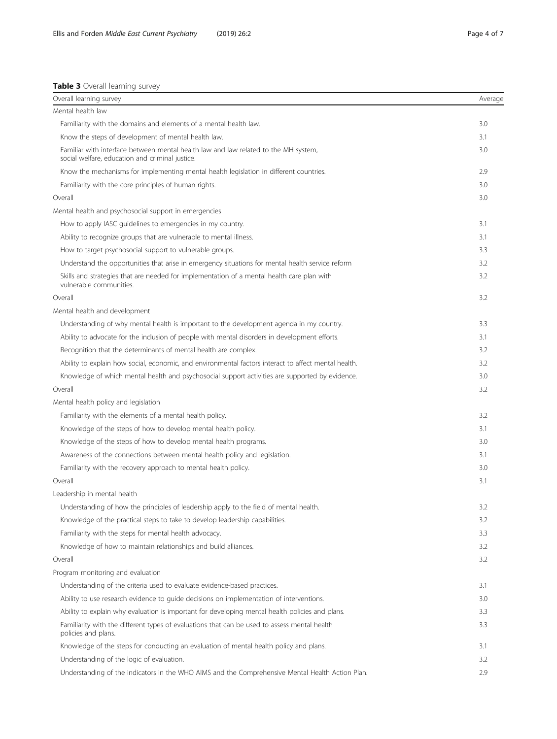**Table 3** Overall learning survey

| Overall learning survey | Average |
|---|---|
| Mental health law | |
| Familiarity with the domains and elements of a mental health law. | 3.0 |
| Know the steps of development of mental health law. | 3.1 |
| Familiar with interface between mental health law and law related to the MH system, social welfare, education and criminal justice. | 3.0 |
| Know the mechanisms for implementing mental health legislation in different countries. | 2.9 |
| Familiarity with the core principles of human rights. | 3.0 |
| Overall | 3.0 |
| Mental health and psychosocial support in emergencies | |
| How to apply IASC guidelines to emergencies in my country. | 3.1 |
| Ability to recognize groups that are vulnerable to mental illness. | 3.1 |
| How to target psychosocial support to vulnerable groups. | 3.3 |
| Understand the opportunities that arise in emergency situations for mental health service reform | 3.2 |
| Skills and strategies that are needed for implementation of a mental health care plan with vulnerable communities. | 3.2 |
| Overall | 3.2 |
| Mental health and development | |
| Understanding of why mental health is important to the development agenda in my country. | 3.3 |
| Ability to advocate for the inclusion of people with mental disorders in development efforts. | 3.1 |
| Recognition that the determinants of mental health are complex. | 3.2 |
| Ability to explain how social, economic, and environmental factors interact to affect mental health. | 3.2 |
| Knowledge of which mental health and psychosocial support activities are supported by evidence. | 3.0 |
| Overall | 3.2 |
| Mental health policy and legislation | |
| Familiarity with the elements of a mental health policy. | 3.2 |
| Knowledge of the steps of how to develop mental health policy. | 3.1 |
| Knowledge of the steps of how to develop mental health programs. | 3.0 |
| Awareness of the connections between mental health policy and legislation. | 3.1 |
| Familiarity with the recovery approach to mental health policy. | 3.0 |
| Overall | 3.1 |
| Leadership in mental health | |
| Understanding of how the principles of leadership apply to the field of mental health. | 3.2 |
| Knowledge of the practical steps to take to develop leadership capabilities. | 3.2 |
| Familiarity with the steps for mental health advocacy. | 3.3 |
| Knowledge of how to maintain relationships and build alliances. | 3.2 |
| Overall | 3.2 |
| Program monitoring and evaluation | |
| Understanding of the criteria used to evaluate evidence-based practices. | 3.1 |
| Ability to use research evidence to guide decisions on implementation of interventions. | 3.0 |
| Ability to explain why evaluation is important for developing mental health policies and plans. | 3.3 |
| Familiarity with the different types of evaluations that can be used to assess mental health policies and plans. | 3.3 |
| Knowledge of the steps for conducting an evaluation of mental health policy and plans. | 3.1 |
| Understanding of the logic of evaluation. | 3.2 |
| Understanding of the indicators in the WHO AIMS and the Comprehensive Mental Health Action Plan. | 2.9 |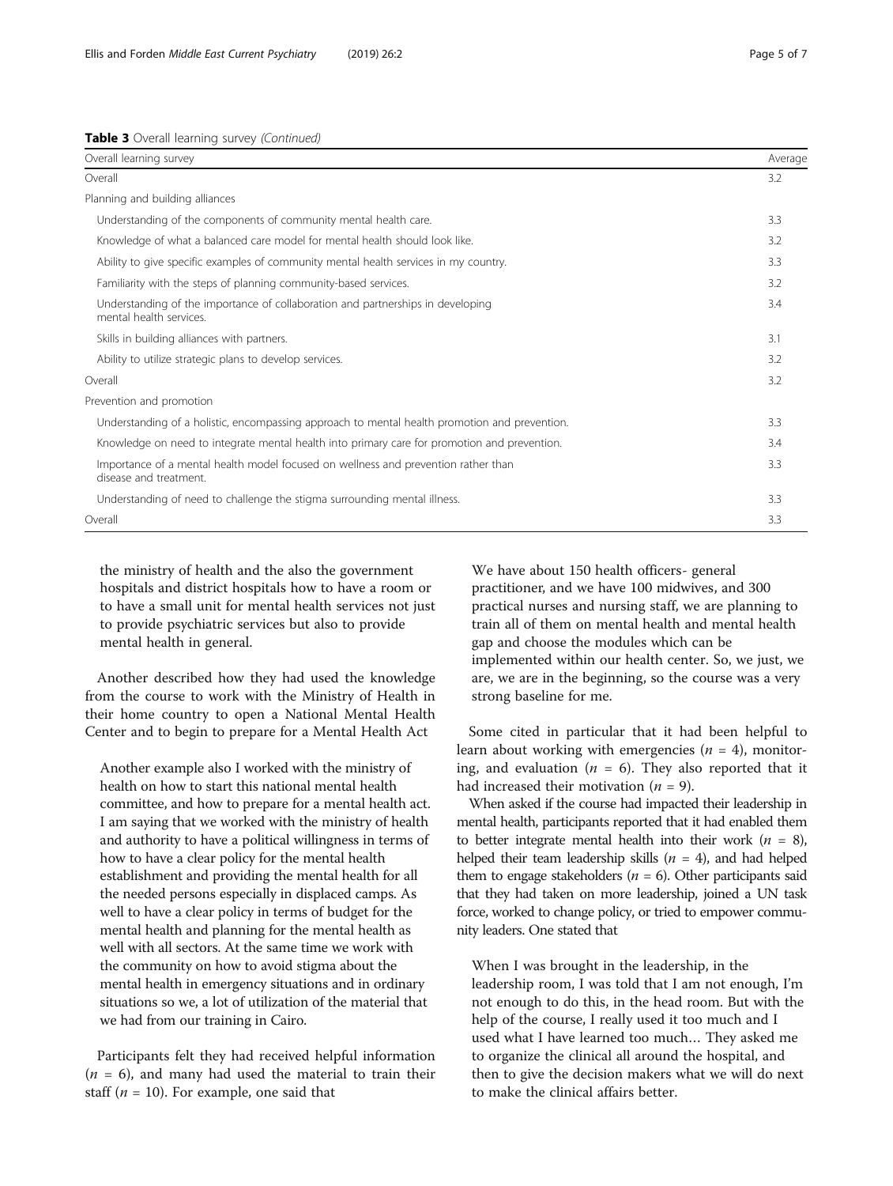**Table 3** Overall learning survey *(Continued)*

| Overall learning survey | Average |
|---|---|
| Overall | 3.2 |
| Planning and building alliances | |
| Understanding of the components of community mental health care. | 3.3 |
| Knowledge of what a balanced care model for mental health should look like. | 3.2 |
| Ability to give specific examples of community mental health services in my country. | 3.3 |
| Familiarity with the steps of planning community-based services. | 3.2 |
| Understanding of the importance of collaboration and partnerships in developing mental health services. | 3.4 |
| Skills in building alliances with partners. | 3.1 |
| Ability to utilize strategic plans to develop services. | 3.2 |
| Overall | 3.2 |
| Prevention and promotion | |
| Understanding of a holistic, encompassing approach to mental health promotion and prevention. | 3.3 |
| Knowledge on need to integrate mental health into primary care for promotion and prevention. | 3.4 |
| Importance of a mental health model focused on wellness and prevention rather than disease and treatment. | 3.3 |
| Understanding of need to challenge the stigma surrounding mental illness. | 3.3 |
| Overall | 3.3 |

> the ministry of health and the also the government hospitals and district hospitals how to have a room or to have a small unit for mental health services not just to provide psychiatric services but also to provide mental health in general.

Another described how they had used the knowledge from the course to work with the Ministry of Health in their home country to open a National Mental Health Center and to begin to prepare for a Mental Health Act

> Another example also I worked with the ministry of health on how to start this national mental health committee, and how to prepare for a mental health act. I am saying that we worked with the ministry of health and authority to have a political willingness in terms of how to have a clear policy for the mental health establishment and providing the mental health for all the needed persons especially in displaced camps. As well to have a clear policy in terms of budget for the mental health and planning for the mental health as well with all sectors. At the same time we work with the community on how to avoid stigma about the mental health in emergency situations and in ordinary situations so we, a lot of utilization of the material that we had from our training in Cairo.

Participants felt they had received helpful information ($n$ = 6), and many had used the material to train their staff ($n$ = 10). For example, one said that

> We have about 150 health officers- general practitioner, and we have 100 midwives, and 300 practical nurses and nursing staff, we are planning to train all of them on mental health and mental health gap and choose the modules which can be implemented within our health center. So, we just, we are, we are in the beginning, so the course was a very strong baseline for me.

Some cited in particular that it had been helpful to learn about working with emergencies ($n$ = 4), monitoring, and evaluation ($n$ = 6). They also reported that it had increased their motivation ($n$ = 9).

When asked if the course had impacted their leadership in mental health, participants reported that it had enabled them to better integrate mental health into their work ($n$ = 8), helped their team leadership skills ($n$ = 4), and had helped them to engage stakeholders ($n$ = 6). Other participants said that they had taken on more leadership, joined a UN task force, worked to change policy, or tried to empower community leaders. One stated that

> When I was brought in the leadership, in the leadership room, I was told that I am not enough, I'm not enough to do this, in the head room. But with the help of the course, I really used it too much and I used what I have learned too much… They asked me to organize the clinical all around the hospital, and then to give the decision makers what we will do next to make the clinical affairs better.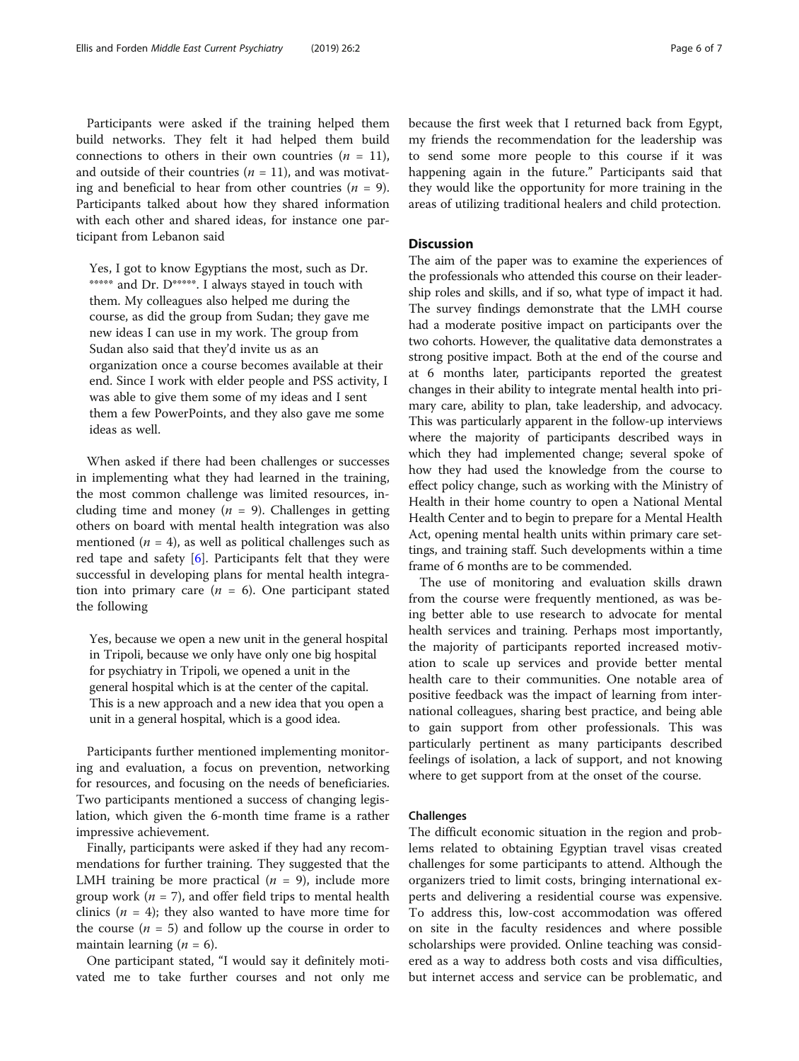Participants were asked if the training helped them build networks. They felt it had helped them build connections to others in their own countries ($n$ = 11), and outside of their countries ($n$ = 11), and was motivating and beneficial to hear from other countries ($n$ = 9). Participants talked about how they shared information with each other and shared ideas, for instance one participant from Lebanon said

> Yes, I got to know Egyptians the most, such as Dr. ***** and Dr. D*****. I always stayed in touch with them. My colleagues also helped me during the course, as did the group from Sudan; they gave me new ideas I can use in my work. The group from Sudan also said that they'd invite us as an organization once a course becomes available at their end. Since I work with elder people and PSS activity, I was able to give them some of my ideas and I sent them a few PowerPoints, and they also gave me some ideas as well.

When asked if there had been challenges or successes in implementing what they had learned in the training, the most common challenge was limited resources, including time and money ($n$ = 9). Challenges in getting others on board with mental health integration was also mentioned ($n$ = 4), as well as political challenges such as red tape and safety [6]. Participants felt that they were successful in developing plans for mental health integration into primary care ($n$ = 6). One participant stated the following

> Yes, because we open a new unit in the general hospital in Tripoli, because we only have only one big hospital for psychiatry in Tripoli, we opened a unit in the general hospital which is at the center of the capital. This is a new approach and a new idea that you open a unit in a general hospital, which is a good idea.

Participants further mentioned implementing monitoring and evaluation, a focus on prevention, networking for resources, and focusing on the needs of beneficiaries. Two participants mentioned a success of changing legislation, which given the 6-month time frame is a rather impressive achievement.

Finally, participants were asked if they had any recommendations for further training. They suggested that the LMH training be more practical ($n$ = 9), include more group work ($n$ = 7), and offer field trips to mental health clinics ($n$ = 4); they also wanted to have more time for the course ($n$ = 5) and follow up the course in order to maintain learning ($n$ = 6).

One participant stated, "I would say it definitely motivated me to take further courses and not only me because the first week that I returned back from Egypt, my friends the recommendation for the leadership was to send some more people to this course if it was happening again in the future." Participants said that they would like the opportunity for more training in the areas of utilizing traditional healers and child protection.

## Discussion

The aim of the paper was to examine the experiences of the professionals who attended this course on their leadership roles and skills, and if so, what type of impact it had. The survey findings demonstrate that the LMH course had a moderate positive impact on participants over the two cohorts. However, the qualitative data demonstrates a strong positive impact. Both at the end of the course and at 6 months later, participants reported the greatest changes in their ability to integrate mental health into primary care, ability to plan, take leadership, and advocacy. This was particularly apparent in the follow-up interviews where the majority of participants described ways in which they had implemented change; several spoke of how they had used the knowledge from the course to effect policy change, such as working with the Ministry of Health in their home country to open a National Mental Health Center and to begin to prepare for a Mental Health Act, opening mental health units within primary care settings, and training staff. Such developments within a time frame of 6 months are to be commended.

The use of monitoring and evaluation skills drawn from the course were frequently mentioned, as was being better able to use research to advocate for mental health services and training. Perhaps most importantly, the majority of participants reported increased motivation to scale up services and provide better mental health care to their communities. One notable area of positive feedback was the impact of learning from international colleagues, sharing best practice, and being able to gain support from other professionals. This was particularly pertinent as many participants described feelings of isolation, a lack of support, and not knowing where to get support from at the onset of the course.

### Challenges

The difficult economic situation in the region and problems related to obtaining Egyptian travel visas created challenges for some participants to attend. Although the organizers tried to limit costs, bringing international experts and delivering a residential course was expensive. To address this, low-cost accommodation was offered on site in the faculty residences and where possible scholarships were provided. Online teaching was considered as a way to address both costs and visa difficulties, but internet access and service can be problematic, and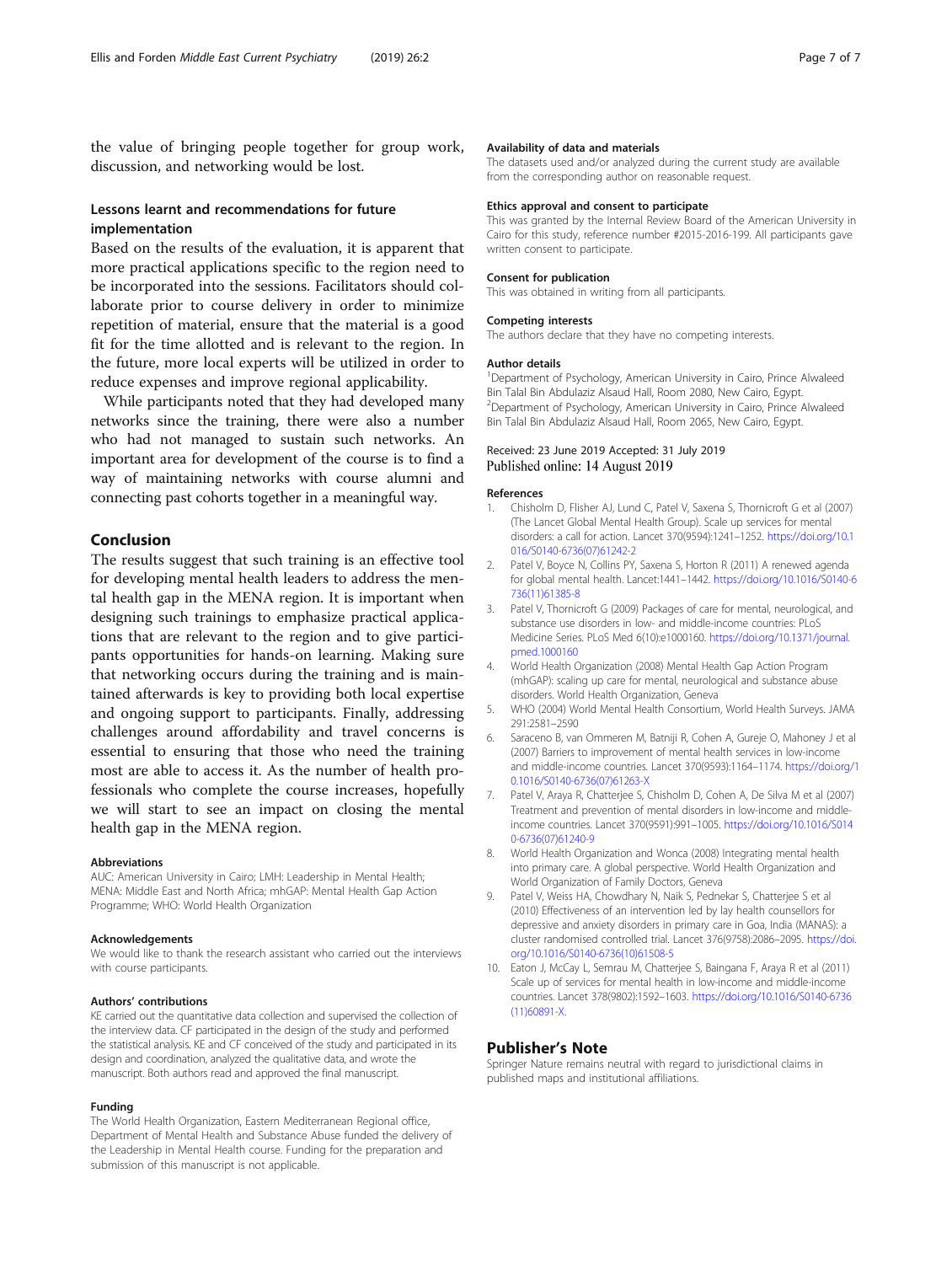the value of bringing people together for group work, discussion, and networking would be lost.

### Lessons learnt and recommendations for future implementation

Based on the results of the evaluation, it is apparent that more practical applications specific to the region need to be incorporated into the sessions. Facilitators should collaborate prior to course delivery in order to minimize repetition of material, ensure that the material is a good fit for the time allotted and is relevant to the region. In the future, more local experts will be utilized in order to reduce expenses and improve regional applicability.

While participants noted that they had developed many networks since the training, there were also a number who had not managed to sustain such networks. An important area for development of the course is to find a way of maintaining networks with course alumni and connecting past cohorts together in a meaningful way.

## Conclusion

The results suggest that such training is an effective tool for developing mental health leaders to address the mental health gap in the MENA region. It is important when designing such trainings to emphasize practical applications that are relevant to the region and to give participants opportunities for hands-on learning. Making sure that networking occurs during the training and is maintained afterwards is key to providing both local expertise and ongoing support to participants. Finally, addressing challenges around affordability and travel concerns is essential to ensuring that those who need the training most are able to access it. As the number of health professionals who complete the course increases, hopefully we will start to see an impact on closing the mental health gap in the MENA region.

#### Abbreviations

AUC: American University in Cairo; LMH: Leadership in Mental Health; MENA: Middle East and North Africa; mhGAP: Mental Health Gap Action Programme; WHO: World Health Organization

#### Acknowledgements

We would like to thank the research assistant who carried out the interviews with course participants.

#### Authors' contributions

KE carried out the quantitative data collection and supervised the collection of the interview data. CF participated in the design of the study and performed the statistical analysis. KE and CF conceived of the study and participated in its design and coordination, analyzed the qualitative data, and wrote the manuscript. Both authors read and approved the final manuscript.

#### Funding

The World Health Organization, Eastern Mediterranean Regional office, Department of Mental Health and Substance Abuse funded the delivery of the Leadership in Mental Health course. Funding for the preparation and submission of this manuscript is not applicable.

#### Availability of data and materials

The datasets used and/or analyzed during the current study are available from the corresponding author on reasonable request.

#### Ethics approval and consent to participate

This was granted by the Internal Review Board of the American University in Cairo for this study, reference number #2015-2016-199. All participants gave written consent to participate.

#### Consent for publication

This was obtained in writing from all participants.

#### Competing interests

The authors declare that they have no competing interests.

#### Author details

[1]Department of Psychology, American University in Cairo, Prince Alwaleed Bin Talal Bin Abdulaziz Alsaud Hall, Room 2080, New Cairo, Egypt. [2]Department of Psychology, American University in Cairo, Prince Alwaleed Bin Talal Bin Abdulaziz Alsaud Hall, Room 2065, New Cairo, Egypt.

Received: 23 June 2019 Accepted: 31 July 2019
Published online: 14 August 2019

#### References

1. Chisholm D, Flisher AJ, Lund C, Patel V, Saxena S, Thornicroft G et al (2007) (The Lancet Global Mental Health Group). Scale up services for mental disorders: a call for action. Lancet 370(9594):1241–1252. https://doi.org/10.1016/S0140-6736(07)61242-2
2. Patel V, Boyce N, Collins PY, Saxena S, Horton R (2011) A renewed agenda for global mental health. Lancet:1441–1442. https://doi.org/10.1016/S0140-6736(11)61385-8
3. Patel V, Thornicroft G (2009) Packages of care for mental, neurological, and substance use disorders in low- and middle-income countries: PLoS Medicine Series. PLoS Med 6(10):e1000160. https://doi.org/10.1371/journal.pmed.1000160
4. World Health Organization (2008) Mental Health Gap Action Program (mhGAP): scaling up care for mental, neurological and substance abuse disorders. World Health Organization, Geneva
5. WHO (2004) World Mental Health Consortium, World Health Surveys. JAMA 291:2581–2590
6. Saraceno B, van Ommeren M, Batniji R, Cohen A, Gureje O, Mahoney J et al (2007) Barriers to improvement of mental health services in low-income and middle-income countries. Lancet 370(9593):1164–1174. https://doi.org/10.1016/S0140-6736(07)61263-X
7. Patel V, Araya R, Chatterjee S, Chisholm D, Cohen A, De Silva M et al (2007) Treatment and prevention of mental disorders in low-income and middle-income countries. Lancet 370(9591):991–1005. https://doi.org/10.1016/S0140-6736(07)61240-9
8. World Health Organization and Wonca (2008) Integrating mental health into primary care. A global perspective. World Health Organization and World Organization of Family Doctors, Geneva
9. Patel V, Weiss HA, Chowdhary N, Naik S, Pednekar S, Chatterjee S et al (2010) Effectiveness of an intervention led by lay health counsellors for depressive and anxiety disorders in primary care in Goa, India (MANAS): a cluster randomised controlled trial. Lancet 376(9758):2086–2095. https://doi.org/10.1016/S0140-6736(10)61508-5
10. Eaton J, McCay L, Semrau M, Chatterjee S, Baingana F, Araya R et al (2011) Scale up of services for mental health in low-income and middle-income countries. Lancet 378(9802):1592–1603. https://doi.org/10.1016/S0140-6736(11)60891-X.

## Publisher's Note

Springer Nature remains neutral with regard to jurisdictional claims in published maps and institutional affiliations.